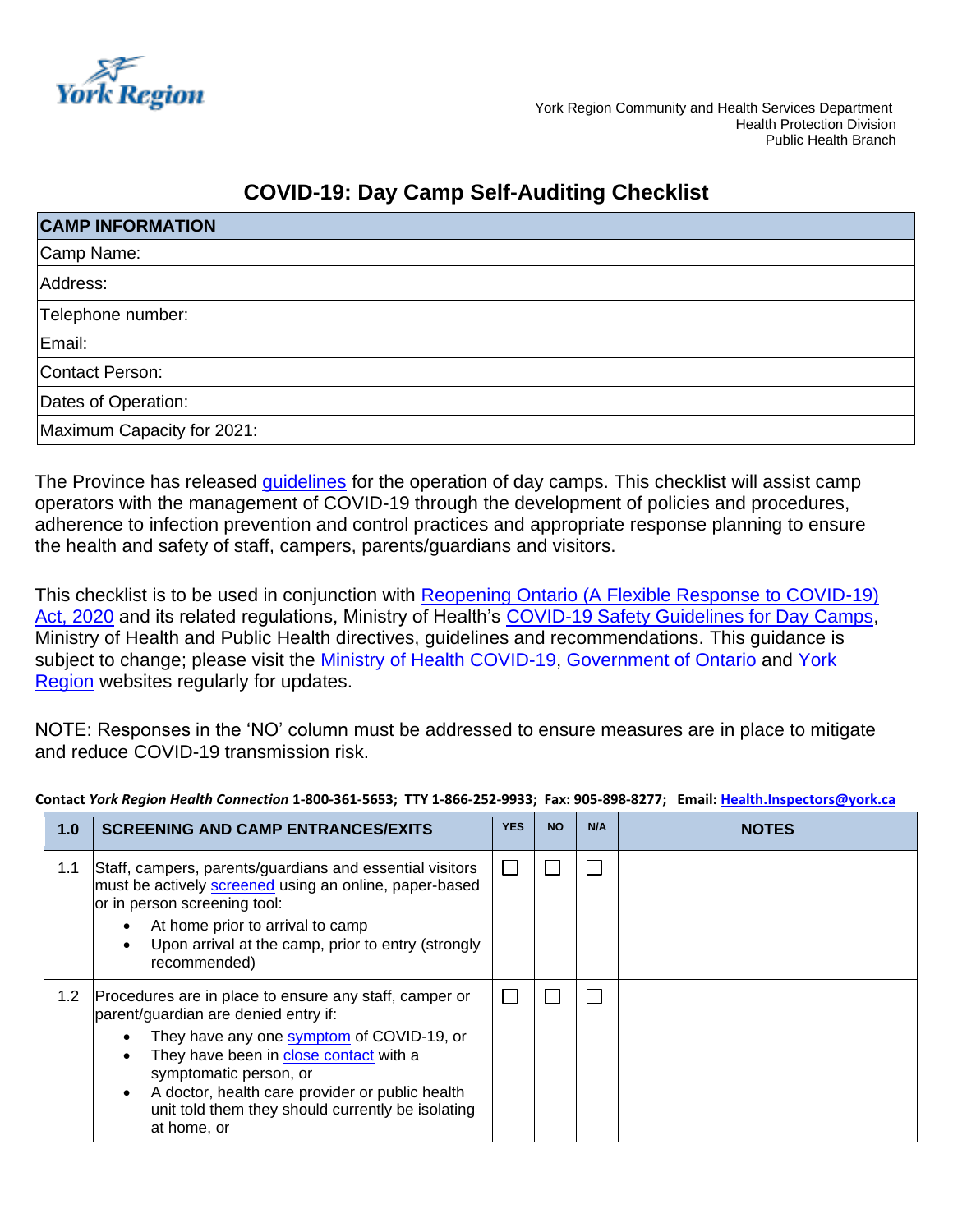York Region Community and Health Services Department
Health Protection Division
Public Health Branch

# COVID-19: Day Camp Self-Auditing Checklist

| CAMP INFORMATION | |
|---|---|
| Camp Name: | |
| Address: | |
| Telephone number: | |
| Email: | |
| Contact Person: | |
| Dates of Operation: | |
| Maximum Capacity for 2021: | |

The Province has released guidelines for the operation of day camps. This checklist will assist camp operators with the management of COVID-19 through the development of policies and procedures, adherence to infection prevention and control practices and appropriate response planning to ensure the health and safety of staff, campers, parents/guardians and visitors.

This checklist is to be used in conjunction with Reopening Ontario (A Flexible Response to COVID-19) Act, 2020 and its related regulations, Ministry of Health's COVID-19 Safety Guidelines for Day Camps, Ministry of Health and Public Health directives, guidelines and recommendations. This guidance is subject to change; please visit the Ministry of Health COVID-19, Government of Ontario and York Region websites regularly for updates.

NOTE: Responses in the 'NO' column must be addressed to ensure measures are in place to mitigate and reduce COVID-19 transmission risk.

**Contact *York Region Health Connection* 1-800-361-5653; TTY 1-866-252-9933; Fax: 905-898-8277; Email: Health.Inspectors@york.ca**

| 1.0 | SCREENING AND CAMP ENTRANCES/EXITS | YES | NO | N/A | NOTES |
|---|---|---|---|---|---|
| 1.1 | Staff, campers, parents/guardians and essential visitors must be actively screened using an online, paper-based or in person screening tool:<br>• At home prior to arrival to camp<br>• Upon arrival at the camp, prior to entry (strongly recommended) | ☐ | ☐ | ☐ | |
| 1.2 | Procedures are in place to ensure any staff, camper or parent/guardian are denied entry if:<br>• They have any one symptom of COVID-19, or<br>• They have been in close contact with a symptomatic person, or<br>• A doctor, health care provider or public health unit told them they should currently be isolating at home, or | ☐ | ☐ | ☐ | |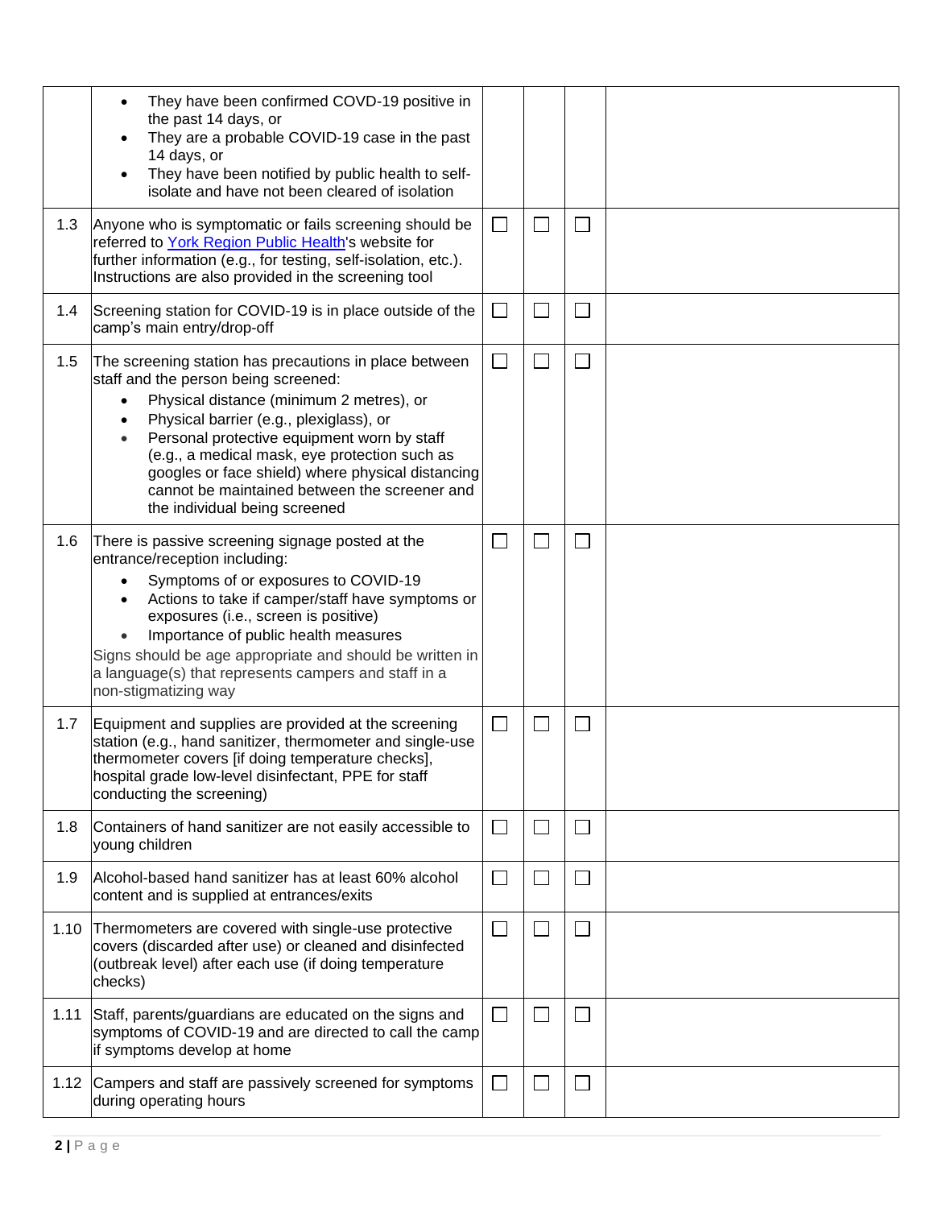| | | | | | |
|---|---|---|---|---|---|
| | • They have been confirmed COVD-19 positive in the past 14 days, or<br>• They are a probable COVID-19 case in the past 14 days, or<br>• They have been notified by public health to self-isolate and have not been cleared of isolation | | | | |
| 1.3 | Anyone who is symptomatic or fails screening should be referred to York Region Public Health's website for further information (e.g., for testing, self-isolation, etc.). Instructions are also provided in the screening tool | ☐ | ☐ | ☐ | |
| 1.4 | Screening station for COVID-19 is in place outside of the camp's main entry/drop-off | ☐ | ☐ | ☐ | |
| 1.5 | The screening station has precautions in place between staff and the person being screened:<br>• Physical distance (minimum 2 metres), or<br>• Physical barrier (e.g., plexiglass), or<br>• Personal protective equipment worn by staff (e.g., a medical mask, eye protection such as googles or face shield) where physical distancing cannot be maintained between the screener and the individual being screened | ☐ | ☐ | ☐ | |
| 1.6 | There is passive screening signage posted at the entrance/reception including:<br>• Symptoms of or exposures to COVID-19<br>• Actions to take if camper/staff have symptoms or exposures (i.e., screen is positive)<br>• Importance of public health measures<br>Signs should be age appropriate and should be written in a language(s) that represents campers and staff in a non-stigmatizing way | ☐ | ☐ | ☐ | |
| 1.7 | Equipment and supplies are provided at the screening station (e.g., hand sanitizer, thermometer and single-use thermometer covers [if doing temperature checks], hospital grade low-level disinfectant, PPE for staff conducting the screening) | ☐ | ☐ | ☐ | |
| 1.8 | Containers of hand sanitizer are not easily accessible to young children | ☐ | ☐ | ☐ | |
| 1.9 | Alcohol-based hand sanitizer has at least 60% alcohol content and is supplied at entrances/exits | ☐ | ☐ | ☐ | |
| 1.10 | Thermometers are covered with single-use protective covers (discarded after use) or cleaned and disinfected (outbreak level) after each use (if doing temperature checks) | ☐ | ☐ | ☐ | |
| 1.11 | Staff, parents/guardians are educated on the signs and symptoms of COVID-19 and are directed to call the camp if symptoms develop at home | ☐ | ☐ | ☐ | |
| 1.12 | Campers and staff are passively screened for symptoms during operating hours | ☐ | ☐ | ☐ | |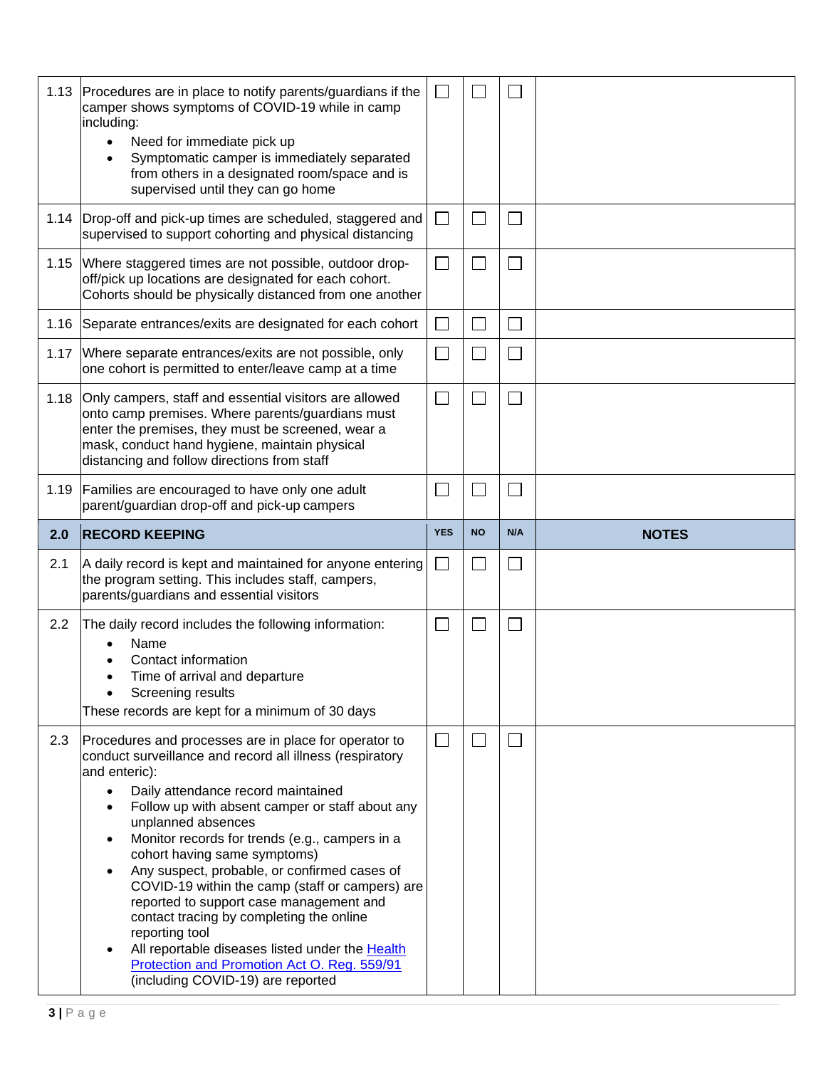| | | | | | |
|---|---|---|---|---|---|
| 1.13 | Procedures are in place to notify parents/guardians if the camper shows symptoms of COVID-19 while in camp including:<br>• Need for immediate pick up<br>• Symptomatic camper is immediately separated from others in a designated room/space and is supervised until they can go home | ☐ | ☐ | ☐ | |
| 1.14 | Drop-off and pick-up times are scheduled, staggered and supervised to support cohorting and physical distancing | ☐ | ☐ | ☐ | |
| 1.15 | Where staggered times are not possible, outdoor drop-off/pick up locations are designated for each cohort. Cohorts should be physically distanced from one another | ☐ | ☐ | ☐ | |
| 1.16 | Separate entrances/exits are designated for each cohort | ☐ | ☐ | ☐ | |
| 1.17 | Where separate entrances/exits are not possible, only one cohort is permitted to enter/leave camp at a time | ☐ | ☐ | ☐ | |
| 1.18 | Only campers, staff and essential visitors are allowed onto camp premises. Where parents/guardians must enter the premises, they must be screened, wear a mask, conduct hand hygiene, maintain physical distancing and follow directions from staff | ☐ | ☐ | ☐ | |
| 1.19 | Families are encouraged to have only one adult parent/guardian drop-off and pick-up campers | ☐ | ☐ | ☐ | |
| **2.0** | **RECORD KEEPING** | **YES** | **NO** | **N/A** | **NOTES** |
| 2.1 | A daily record is kept and maintained for anyone entering the program setting. This includes staff, campers, parents/guardians and essential visitors | ☐ | ☐ | ☐ | |
| 2.2 | The daily record includes the following information:<br>• Name<br>• Contact information<br>• Time of arrival and departure<br>• Screening results<br>These records are kept for a minimum of 30 days | ☐ | ☐ | ☐ | |
| 2.3 | Procedures and processes are in place for operator to conduct surveillance and record all illness (respiratory and enteric):<br>• Daily attendance record maintained<br>• Follow up with absent camper or staff about any unplanned absences<br>• Monitor records for trends (e.g., campers in a cohort having same symptoms)<br>• Any suspect, probable, or confirmed cases of COVID-19 within the camp (staff or campers) are reported to support case management and contact tracing by completing the online reporting tool<br>• All reportable diseases listed under the Health Protection and Promotion Act O. Reg. 559/91 (including COVID-19) are reported | ☐ | ☐ | ☐ | |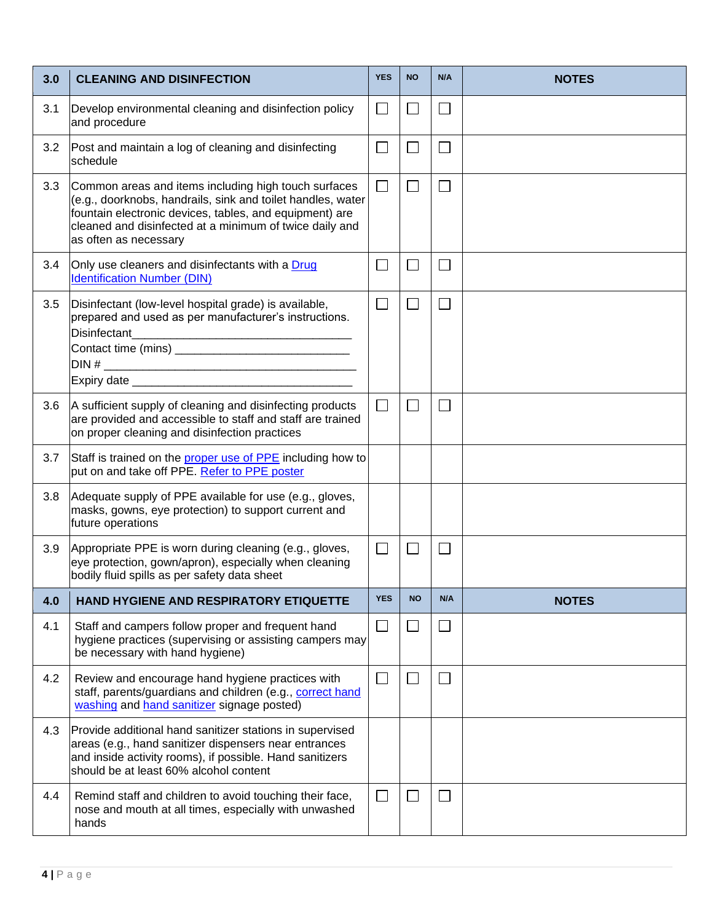| 3.0 | CLEANING AND DISINFECTION | YES | NO | N/A | NOTES |
|---|---|---|---|---|---|
| 3.1 | Develop environmental cleaning and disinfection policy and procedure | ☐ | ☐ | ☐ | |
| 3.2 | Post and maintain a log of cleaning and disinfecting schedule | ☐ | ☐ | ☐ | |
| 3.3 | Common areas and items including high touch surfaces (e.g., doorknobs, handrails, sink and toilet handles, water fountain electronic devices, tables, and equipment) are cleaned and disinfected at a minimum of twice daily and as often as necessary | ☐ | ☐ | ☐ | |
| 3.4 | Only use cleaners and disinfectants with a Drug Identification Number (DIN) | ☐ | ☐ | ☐ | |
| 3.5 | Disinfectant (low-level hospital grade) is available, prepared and used as per manufacturer's instructions.<br>Disinfectant_______________________________<br>Contact time (mins) _________________________<br>DIN # ______________________________________<br>Expiry date _______________________________ | ☐ | ☐ | ☐ | |
| 3.6 | A sufficient supply of cleaning and disinfecting products are provided and accessible to staff and staff are trained on proper cleaning and disinfection practices | ☐ | ☐ | ☐ | |
| 3.7 | Staff is trained on the proper use of PPE including how to put on and take off PPE. Refer to PPE poster | | | | |
| 3.8 | Adequate supply of PPE available for use (e.g., gloves, masks, gowns, eye protection) to support current and future operations | | | | |
| 3.9 | Appropriate PPE is worn during cleaning (e.g., gloves, eye protection, gown/apron), especially when cleaning bodily fluid spills as per safety data sheet | ☐ | ☐ | ☐ | |
| **4.0** | **HAND HYGIENE AND RESPIRATORY ETIQUETTE** | **YES** | **NO** | **N/A** | **NOTES** |
| 4.1 | Staff and campers follow proper and frequent hand hygiene practices (supervising or assisting campers may be necessary with hand hygiene) | ☐ | ☐ | ☐ | |
| 4.2 | Review and encourage hand hygiene practices with staff, parents/guardians and children (e.g., correct hand washing and hand sanitizer signage posted) | ☐ | ☐ | ☐ | |
| 4.3 | Provide additional hand sanitizer stations in supervised areas (e.g., hand sanitizer dispensers near entrances and inside activity rooms), if possible. Hand sanitizers should be at least 60% alcohol content | | | | |
| 4.4 | Remind staff and children to avoid touching their face, nose and mouth at all times, especially with unwashed hands | ☐ | ☐ | ☐ | |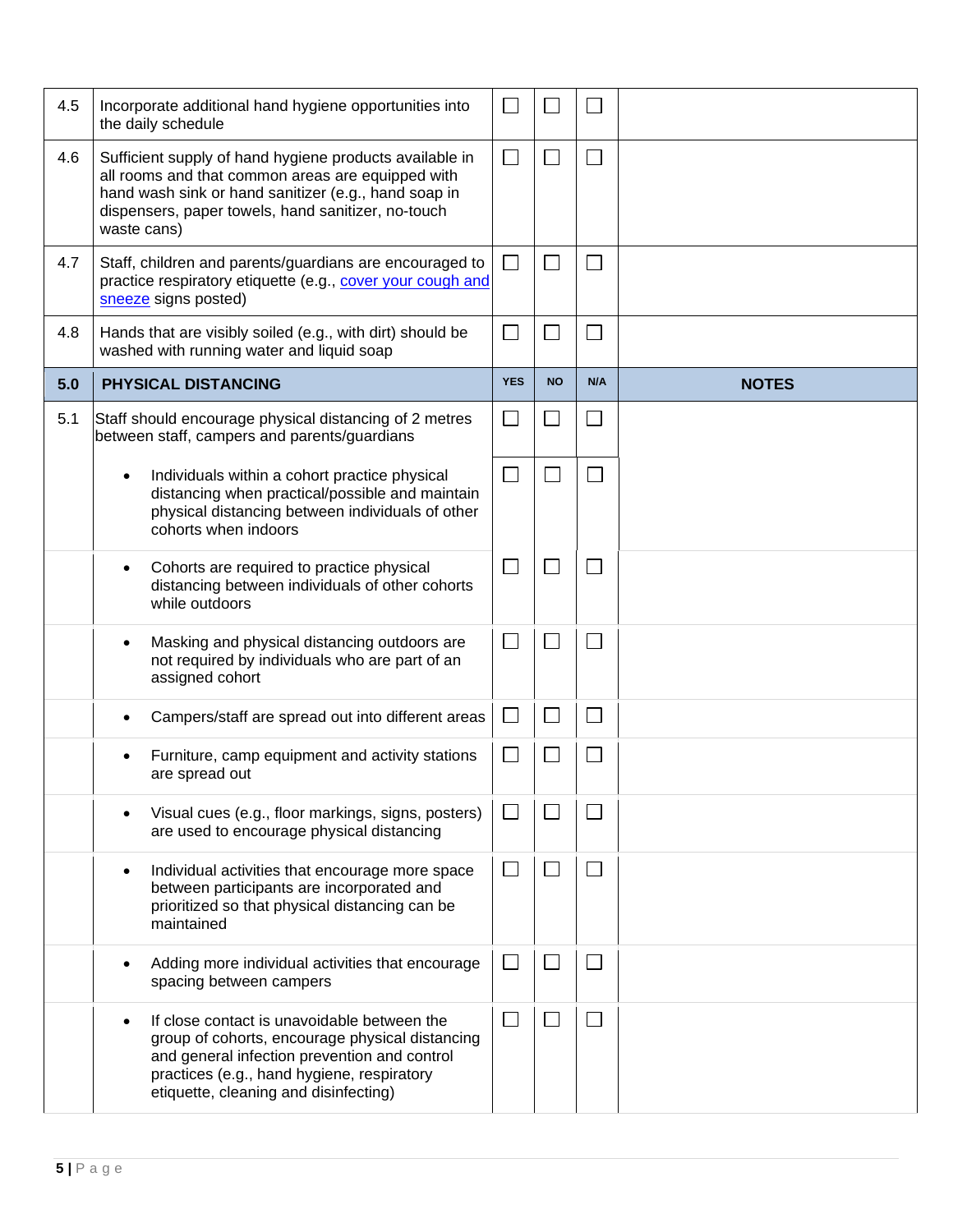| | | | | | |
|---|---|---|---|---|---|
| 4.5 | Incorporate additional hand hygiene opportunities into the daily schedule | ☐ | ☐ | ☐ | |
| 4.6 | Sufficient supply of hand hygiene products available in all rooms and that common areas are equipped with hand wash sink or hand sanitizer (e.g., hand soap in dispensers, paper towels, hand sanitizer, no-touch waste cans) | ☐ | ☐ | ☐ | |
| 4.7 | Staff, children and parents/guardians are encouraged to practice respiratory etiquette (e.g., cover your cough and sneeze signs posted) | ☐ | ☐ | ☐ | |
| 4.8 | Hands that are visibly soiled (e.g., with dirt) should be washed with running water and liquid soap | ☐ | ☐ | ☐ | |
| **5.0** | **PHYSICAL DISTANCING** | **YES** | **NO** | **N/A** | **NOTES** |
| 5.1 | Staff should encourage physical distancing of 2 metres between staff, campers and parents/guardians | ☐ | ☐ | ☐ | |
| | • Individuals within a cohort practice physical distancing when practical/possible and maintain physical distancing between individuals of other cohorts when indoors | ☐ | ☐ | ☐ | |
| | • Cohorts are required to practice physical distancing between individuals of other cohorts while outdoors | ☐ | ☐ | ☐ | |
| | • Masking and physical distancing outdoors are not required by individuals who are part of an assigned cohort | ☐ | ☐ | ☐ | |
| | • Campers/staff are spread out into different areas | ☐ | ☐ | ☐ | |
| | • Furniture, camp equipment and activity stations are spread out | ☐ | ☐ | ☐ | |
| | • Visual cues (e.g., floor markings, signs, posters) are used to encourage physical distancing | ☐ | ☐ | ☐ | |
| | • Individual activities that encourage more space between participants are incorporated and prioritized so that physical distancing can be maintained | ☐ | ☐ | ☐ | |
| | • Adding more individual activities that encourage spacing between campers | ☐ | ☐ | ☐ | |
| | • If close contact is unavoidable between the group of cohorts, encourage physical distancing and general infection prevention and control practices (e.g., hand hygiene, respiratory etiquette, cleaning and disinfecting) | ☐ | ☐ | ☐ | |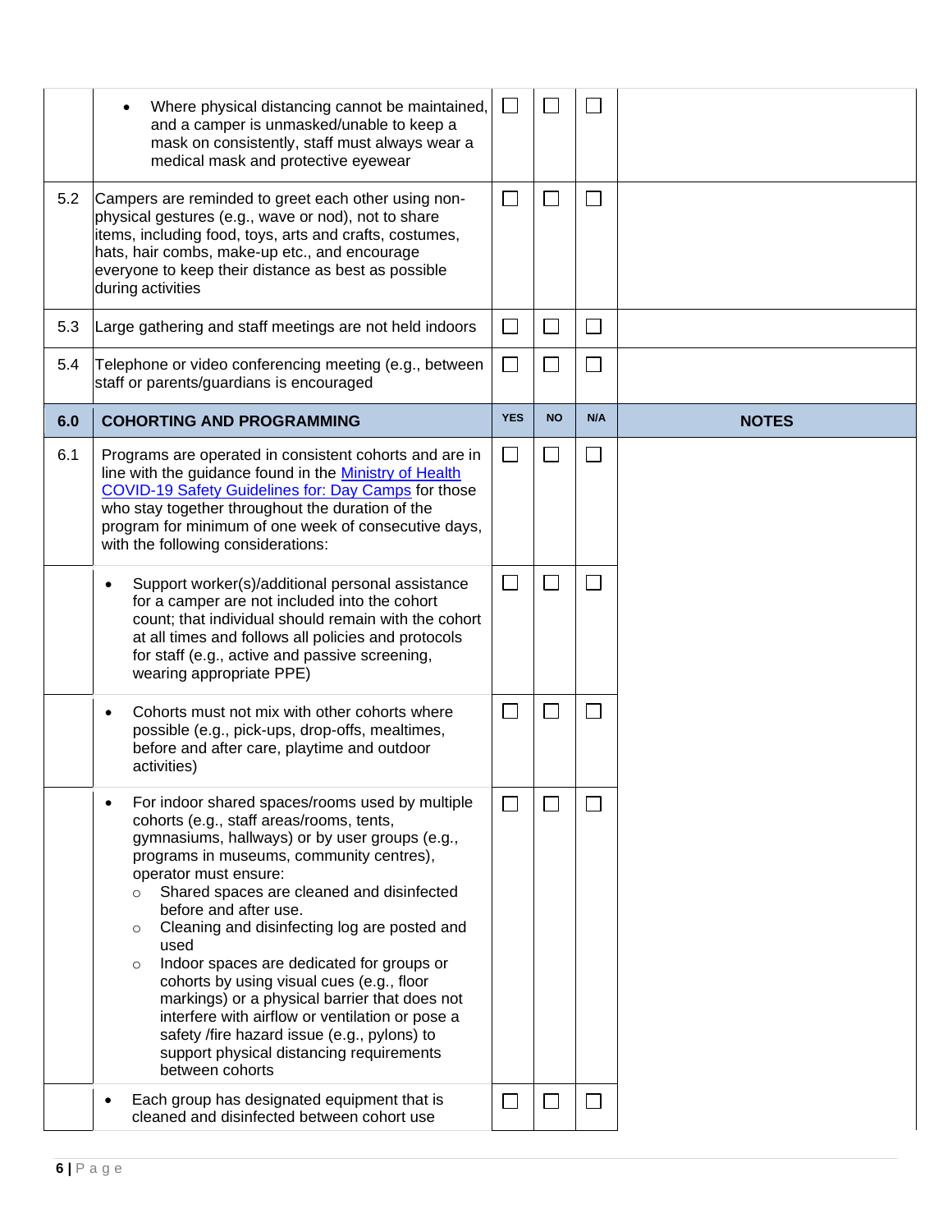| | | | | | |
|---|---|---|---|---|---|
| | • Where physical distancing cannot be maintained, and a camper is unmasked/unable to keep a mask on consistently, staff must always wear a medical mask and protective eyewear | ☐ | ☐ | ☐ | |
| 5.2 | Campers are reminded to greet each other using non-physical gestures (e.g., wave or nod), not to share items, including food, toys, arts and crafts, costumes, hats, hair combs, make-up etc., and encourage everyone to keep their distance as best as possible during activities | ☐ | ☐ | ☐ | |
| 5.3 | Large gathering and staff meetings are not held indoors | ☐ | ☐ | ☐ | |
| 5.4 | Telephone or video conferencing meeting (e.g., between staff or parents/guardians is encouraged | ☐ | ☐ | ☐ | |
| **6.0** | **COHORTING AND PROGRAMMING** | **YES** | **NO** | **N/A** | **NOTES** |
| 6.1 | Programs are operated in consistent cohorts and are in line with the guidance found in the [Ministry of Health COVID-19 Safety Guidelines for: Day Camps]() for those who stay together throughout the duration of the program for minimum of one week of consecutive days, with the following considerations: | ☐ | ☐ | ☐ | |
| | • Support worker(s)/additional personal assistance for a camper are not included into the cohort count; that individual should remain with the cohort at all times and follows all policies and protocols for staff (e.g., active and passive screening, wearing appropriate PPE) | ☐ | ☐ | ☐ | |
| | • Cohorts must not mix with other cohorts where possible (e.g., pick-ups, drop-offs, mealtimes, before and after care, playtime and outdoor activities) | ☐ | ☐ | ☐ | |
| | • For indoor shared spaces/rooms used by multiple cohorts (e.g., staff areas/rooms, tents, gymnasiums, hallways) or by user groups (e.g., programs in museums, community centres), operator must ensure:<br>○ Shared spaces are cleaned and disinfected before and after use.<br>○ Cleaning and disinfecting log are posted and used<br>○ Indoor spaces are dedicated for groups or cohorts by using visual cues (e.g., floor markings) or a physical barrier that does not interfere with airflow or ventilation or pose a safety /fire hazard issue (e.g., pylons) to support physical distancing requirements between cohorts | ☐ | ☐ | ☐ | |
| | • Each group has designated equipment that is cleaned and disinfected between cohort use | ☐ | ☐ | ☐ | |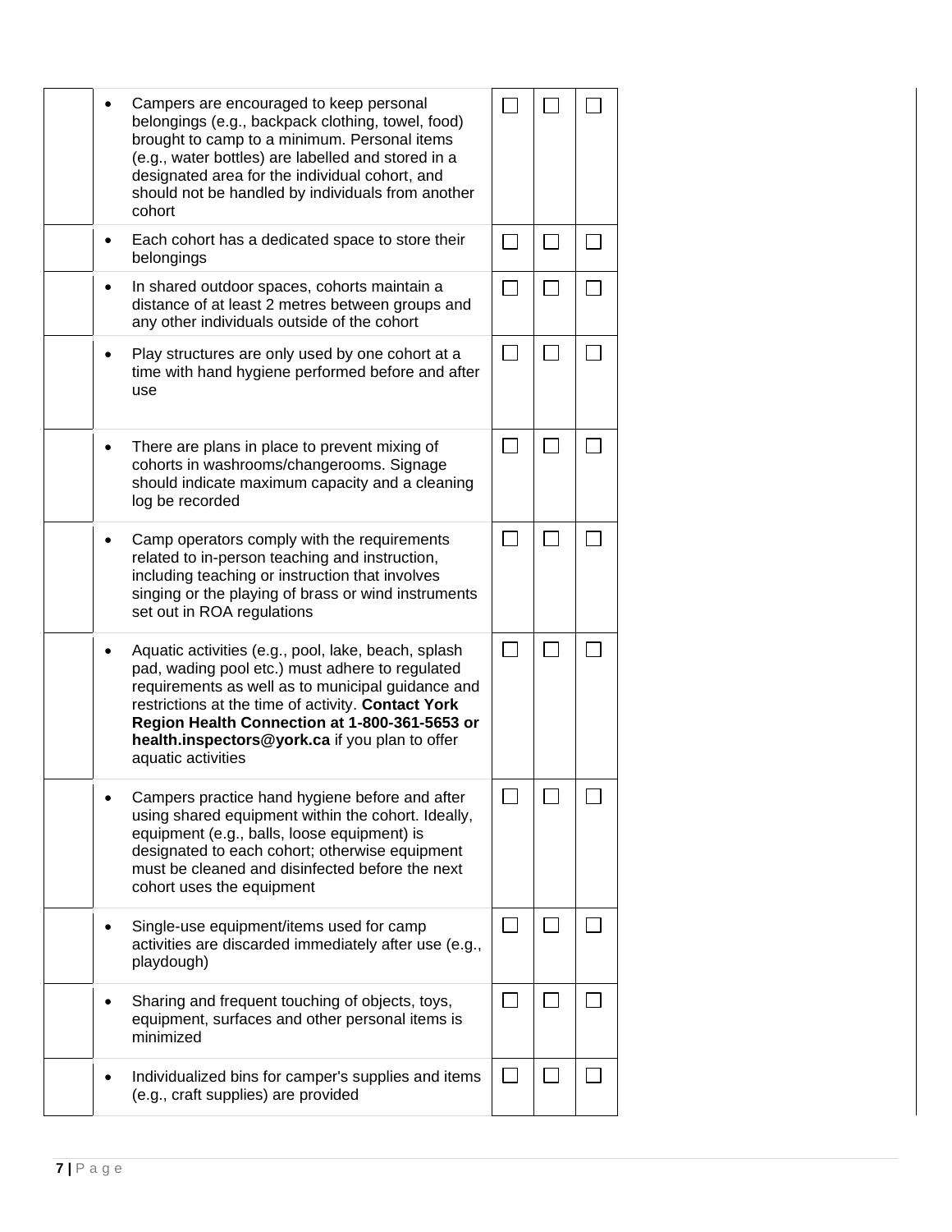| | | | | | |
|---|---|---|---|---|---|
| | • Campers are encouraged to keep personal belongings (e.g., backpack clothing, towel, food) brought to camp to a minimum. Personal items (e.g., water bottles) are labelled and stored in a designated area for the individual cohort, and should not be handled by individuals from another cohort | ☐ | ☐ | ☐ | |
| | • Each cohort has a dedicated space to store their belongings | ☐ | ☐ | ☐ | |
| | • In shared outdoor spaces, cohorts maintain a distance of at least 2 metres between groups and any other individuals outside of the cohort | ☐ | ☐ | ☐ | |
| | • Play structures are only used by one cohort at a time with hand hygiene performed before and after use | ☐ | ☐ | ☐ | |
| | • There are plans in place to prevent mixing of cohorts in washrooms/changerooms. Signage should indicate maximum capacity and a cleaning log be recorded | ☐ | ☐ | ☐ | |
| | • Camp operators comply with the requirements related to in-person teaching and instruction, including teaching or instruction that involves singing or the playing of brass or wind instruments set out in ROA regulations | ☐ | ☐ | ☐ | |
| | • Aquatic activities (e.g., pool, lake, beach, splash pad, wading pool etc.) must adhere to regulated requirements as well as to municipal guidance and restrictions at the time of activity. **Contact York Region Health Connection at 1-800-361-5653 or health.inspectors@york.ca** if you plan to offer aquatic activities | ☐ | ☐ | ☐ | |
| | • Campers practice hand hygiene before and after using shared equipment within the cohort. Ideally, equipment (e.g., balls, loose equipment) is designated to each cohort; otherwise equipment must be cleaned and disinfected before the next cohort uses the equipment | ☐ | ☐ | ☐ | |
| | • Single-use equipment/items used for camp activities are discarded immediately after use (e.g., playdough) | ☐ | ☐ | ☐ | |
| | • Sharing and frequent touching of objects, toys, equipment, surfaces and other personal items is minimized | ☐ | ☐ | ☐ | |
| | • Individualized bins for camper's supplies and items (e.g., craft supplies) are provided | ☐ | ☐ | ☐ | |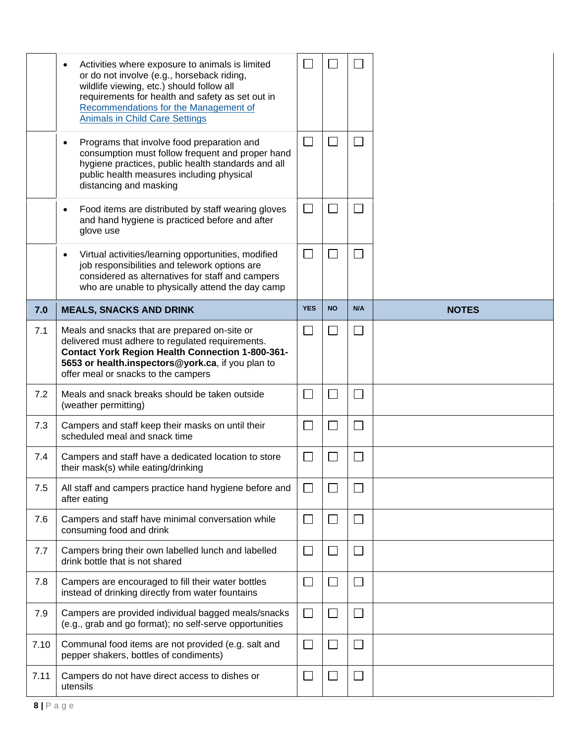| | | | | | |
|---|---|---|---|---|---|
| | • Activities where exposure to animals is limited or do not involve (e.g., horseback riding, wildlife viewing, etc.) should follow all requirements for health and safety as set out in [Recommendations for the Management of Animals in Child Care Settings](#) | ☐ | ☐ | ☐ | |
| | • Programs that involve food preparation and consumption must follow frequent and proper hand hygiene practices, public health standards and all public health measures including physical distancing and masking | ☐ | ☐ | ☐ | |
| | • Food items are distributed by staff wearing gloves and hand hygiene is practiced before and after glove use | ☐ | ☐ | ☐ | |
| | • Virtual activities/learning opportunities, modified job responsibilities and telework options are considered as alternatives for staff and campers who are unable to physically attend the day camp | ☐ | ☐ | ☐ | |
| **7.0** | **MEALS, SNACKS AND DRINK** | **YES** | **NO** | **N/A** | **NOTES** |
| 7.1 | Meals and snacks that are prepared on-site or delivered must adhere to regulated requirements. **Contact York Region Health Connection 1-800-361-5653 or health.inspectors@york.ca**, if you plan to offer meal or snacks to the campers | ☐ | ☐ | ☐ | |
| 7.2 | Meals and snack breaks should be taken outside (weather permitting) | ☐ | ☐ | ☐ | |
| 7.3 | Campers and staff keep their masks on until their scheduled meal and snack time | ☐ | ☐ | ☐ | |
| 7.4 | Campers and staff have a dedicated location to store their mask(s) while eating/drinking | ☐ | ☐ | ☐ | |
| 7.5 | All staff and campers practice hand hygiene before and after eating | ☐ | ☐ | ☐ | |
| 7.6 | Campers and staff have minimal conversation while consuming food and drink | ☐ | ☐ | ☐ | |
| 7.7 | Campers bring their own labelled lunch and labelled drink bottle that is not shared | ☐ | ☐ | ☐ | |
| 7.8 | Campers are encouraged to fill their water bottles instead of drinking directly from water fountains | ☐ | ☐ | ☐ | |
| 7.9 | Campers are provided individual bagged meals/snacks (e.g., grab and go format); no self-serve opportunities | ☐ | ☐ | ☐ | |
| 7.10 | Communal food items are not provided (e.g. salt and pepper shakers, bottles of condiments) | ☐ | ☐ | ☐ | |
| 7.11 | Campers do not have direct access to dishes or utensils | ☐ | ☐ | ☐ | |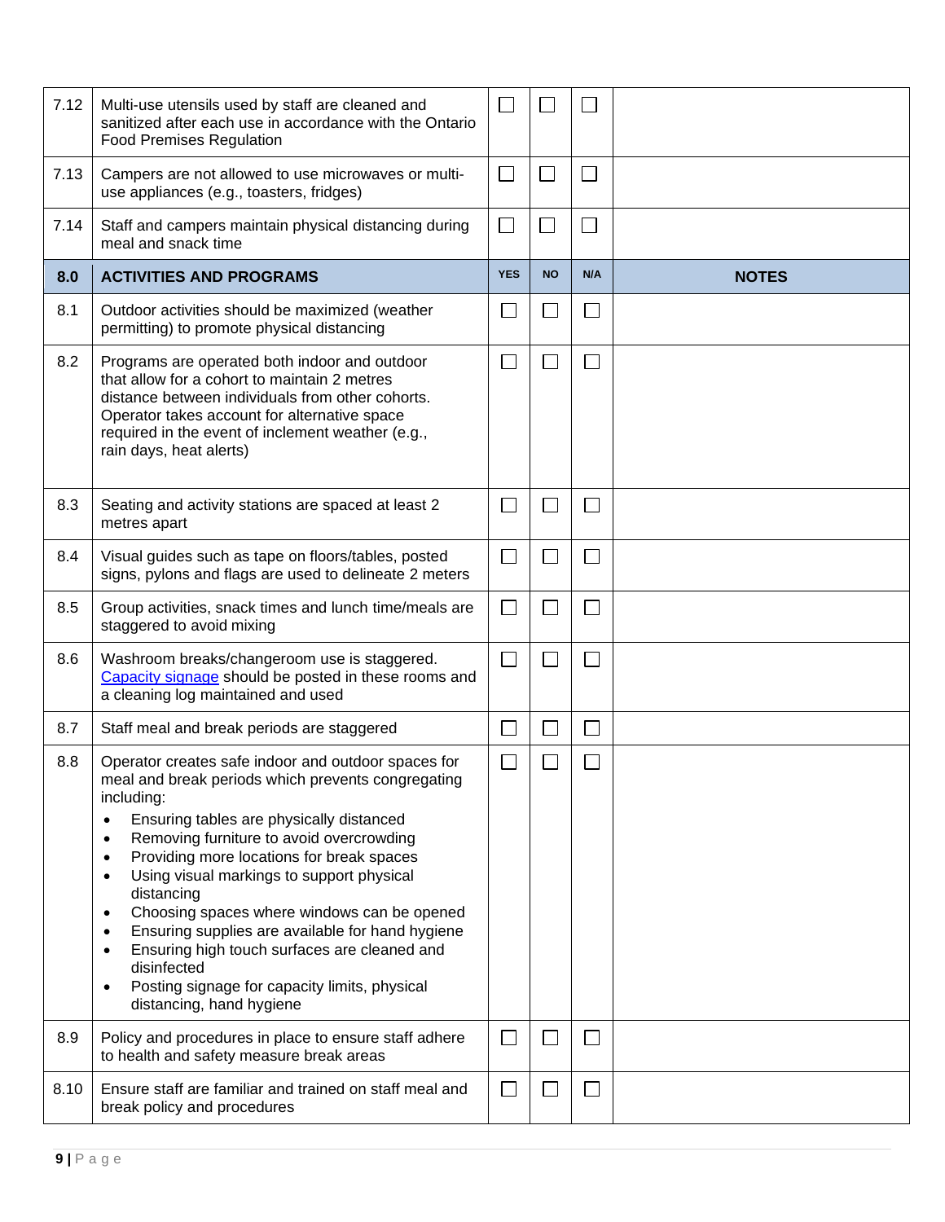| | | | | | |
|---|---|---|---|---|---|
| 7.12 | Multi-use utensils used by staff are cleaned and sanitized after each use in accordance with the Ontario Food Premises Regulation | ☐ | ☐ | ☐ | |
| 7.13 | Campers are not allowed to use microwaves or multi-use appliances (e.g., toasters, fridges) | ☐ | ☐ | ☐ | |
| 7.14 | Staff and campers maintain physical distancing during meal and snack time | ☐ | ☐ | ☐ | |
| **8.0** | **ACTIVITIES AND PROGRAMS** | **YES** | **NO** | **N/A** | **NOTES** |
| 8.1 | Outdoor activities should be maximized (weather permitting) to promote physical distancing | ☐ | ☐ | ☐ | |
| 8.2 | Programs are operated both indoor and outdoor that allow for a cohort to maintain 2 metres distance between individuals from other cohorts. Operator takes account for alternative space required in the event of inclement weather (e.g., rain days, heat alerts) | ☐ | ☐ | ☐ | |
| 8.3 | Seating and activity stations are spaced at least 2 metres apart | ☐ | ☐ | ☐ | |
| 8.4 | Visual guides such as tape on floors/tables, posted signs, pylons and flags are used to delineate 2 meters | ☐ | ☐ | ☐ | |
| 8.5 | Group activities, snack times and lunch time/meals are staggered to avoid mixing | ☐ | ☐ | ☐ | |
| 8.6 | Washroom breaks/changeroom use is staggered. Capacity signage should be posted in these rooms and a cleaning log maintained and used | ☐ | ☐ | ☐ | |
| 8.7 | Staff meal and break periods are staggered | ☐ | ☐ | ☐ | |
| 8.8 | Operator creates safe indoor and outdoor spaces for meal and break periods which prevents congregating including:<br>• Ensuring tables are physically distanced<br>• Removing furniture to avoid overcrowding<br>• Providing more locations for break spaces<br>• Using visual markings to support physical distancing<br>• Choosing spaces where windows can be opened<br>• Ensuring supplies are available for hand hygiene<br>• Ensuring high touch surfaces are cleaned and disinfected<br>• Posting signage for capacity limits, physical distancing, hand hygiene | ☐ | ☐ | ☐ | |
| 8.9 | Policy and procedures in place to ensure staff adhere to health and safety measure break areas | ☐ | ☐ | ☐ | |
| 8.10 | Ensure staff are familiar and trained on staff meal and break policy and procedures | ☐ | ☐ | ☐ | |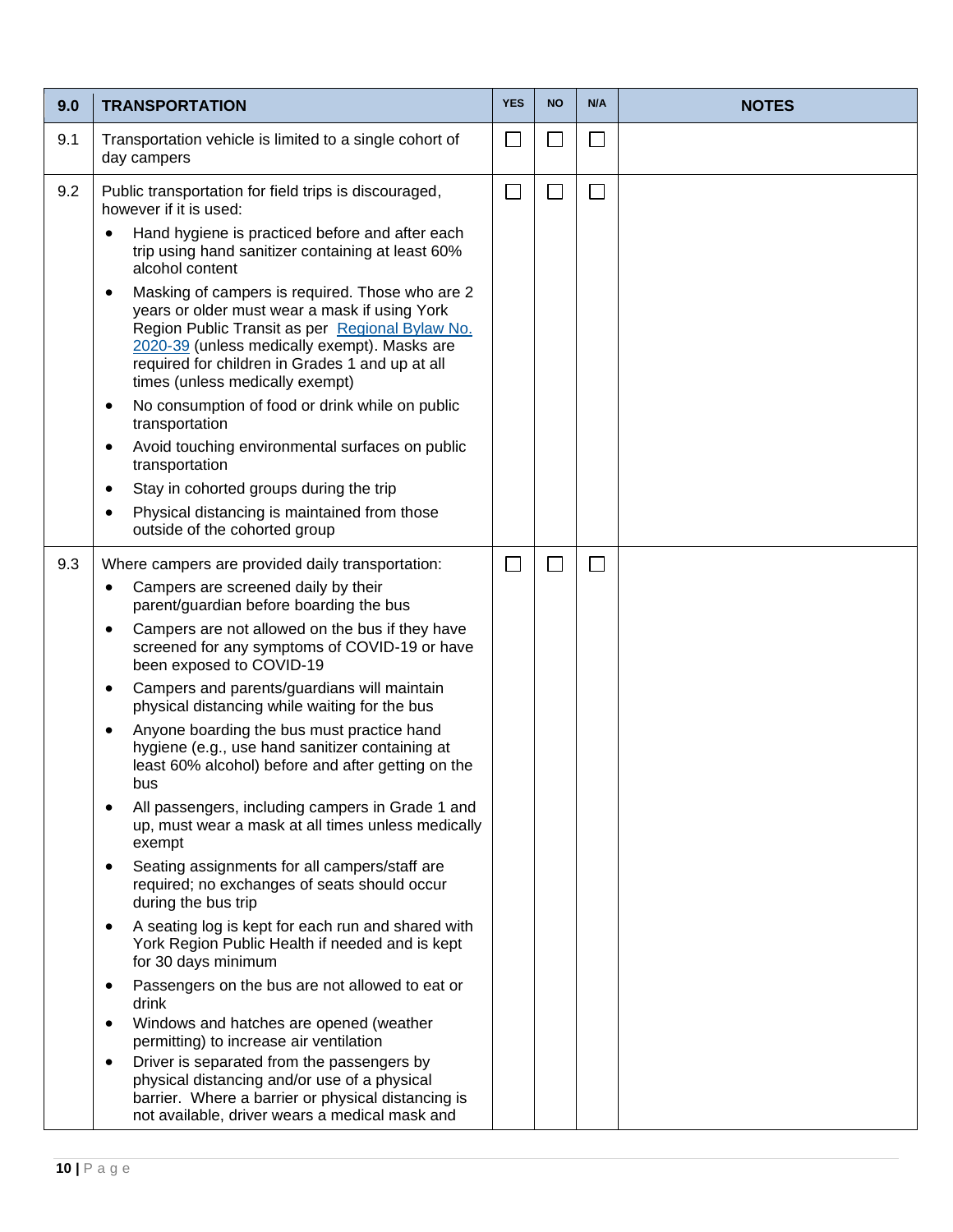| 9.0 | TRANSPORTATION | YES | NO | N/A | NOTES |
|---|---|---|---|---|---|
| 9.1 | Transportation vehicle is limited to a single cohort of day campers | ☐ | ☐ | ☐ | |
| 9.2 | Public transportation for field trips is discouraged, however if it is used:<br>• Hand hygiene is practiced before and after each trip using hand sanitizer containing at least 60% alcohol content<br>• Masking of campers is required. Those who are 2 years or older must wear a mask if using York Region Public Transit as per [Regional Bylaw No. 2020-39](Regional Bylaw No. 2020-39) (unless medically exempt). Masks are required for children in Grades 1 and up at all times (unless medically exempt)<br>• No consumption of food or drink while on public transportation<br>• Avoid touching environmental surfaces on public transportation<br>• Stay in cohorted groups during the trip<br>• Physical distancing is maintained from those outside of the cohorted group | ☐ | ☐ | ☐ | |
| 9.3 | Where campers are provided daily transportation:<br>• Campers are screened daily by their parent/guardian before boarding the bus<br>• Campers are not allowed on the bus if they have screened for any symptoms of COVID-19 or have been exposed to COVID-19<br>• Campers and parents/guardians will maintain physical distancing while waiting for the bus<br>• Anyone boarding the bus must practice hand hygiene (e.g., use hand sanitizer containing at least 60% alcohol) before and after getting on the bus<br>• All passengers, including campers in Grade 1 and up, must wear a mask at all times unless medically exempt<br>• Seating assignments for all campers/staff are required; no exchanges of seats should occur during the bus trip<br>• A seating log is kept for each run and shared with York Region Public Health if needed and is kept for 30 days minimum<br>• Passengers on the bus are not allowed to eat or drink<br>• Windows and hatches are opened (weather permitting) to increase air ventilation<br>• Driver is separated from the passengers by physical distancing and/or use of a physical barrier. Where a barrier or physical distancing is not available, driver wears a medical mask and | ☐ | ☐ | ☐ | |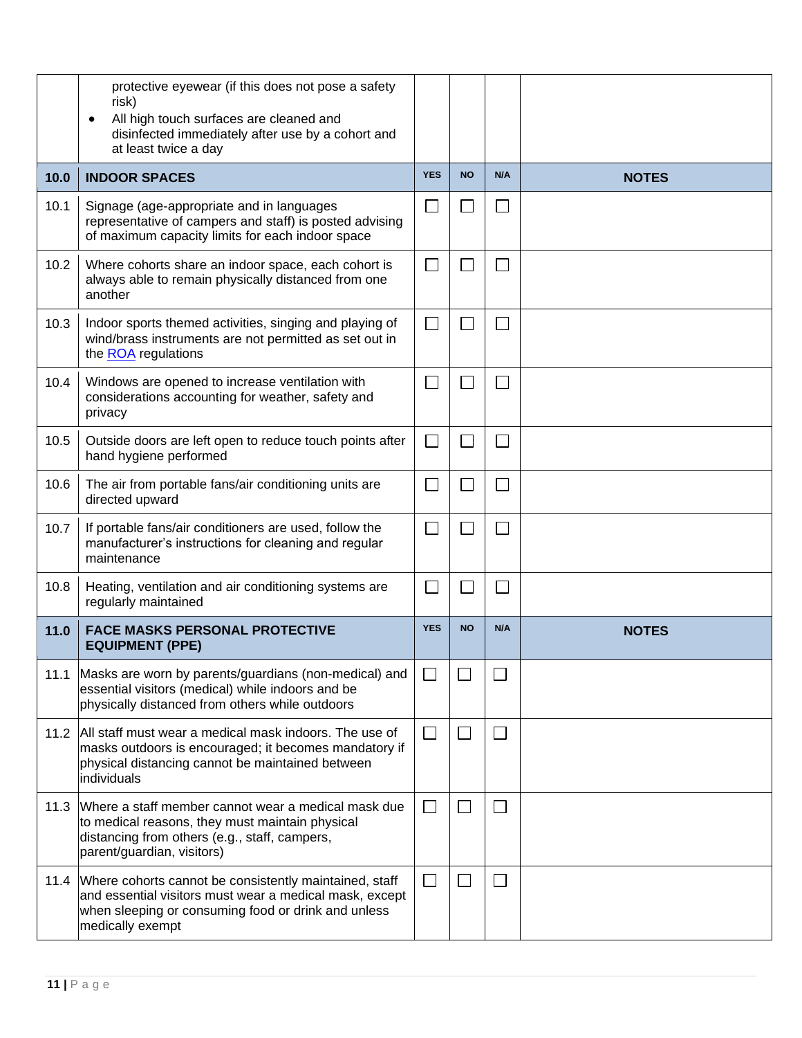| | | YES | NO | N/A | NOTES |
|---|---|---|---|---|---|
| | protective eyewear (if this does not pose a safety risk)<br>• All high touch surfaces are cleaned and disinfected immediately after use by a cohort and at least twice a day | | | | |
| **10.0** | **INDOOR SPACES** | **YES** | **NO** | **N/A** | **NOTES** |
| 10.1 | Signage (age-appropriate and in languages representative of campers and staff) is posted advising of maximum capacity limits for each indoor space | ☐ | ☐ | ☐ | |
| 10.2 | Where cohorts share an indoor space, each cohort is always able to remain physically distanced from one another | ☐ | ☐ | ☐ | |
| 10.3 | Indoor sports themed activities, singing and playing of wind/brass instruments are not permitted as set out in the ROA regulations | ☐ | ☐ | ☐ | |
| 10.4 | Windows are opened to increase ventilation with considerations accounting for weather, safety and privacy | ☐ | ☐ | ☐ | |
| 10.5 | Outside doors are left open to reduce touch points after hand hygiene performed | ☐ | ☐ | ☐ | |
| 10.6 | The air from portable fans/air conditioning units are directed upward | ☐ | ☐ | ☐ | |
| 10.7 | If portable fans/air conditioners are used, follow the manufacturer's instructions for cleaning and regular maintenance | ☐ | ☐ | ☐ | |
| 10.8 | Heating, ventilation and air conditioning systems are regularly maintained | ☐ | ☐ | ☐ | |
| **11.0** | **FACE MASKS PERSONAL PROTECTIVE EQUIPMENT (PPE)** | **YES** | **NO** | **N/A** | **NOTES** |
| 11.1 | Masks are worn by parents/guardians (non-medical) and essential visitors (medical) while indoors and be physically distanced from others while outdoors | ☐ | ☐ | ☐ | |
| 11.2 | All staff must wear a medical mask indoors. The use of masks outdoors is encouraged; it becomes mandatory if physical distancing cannot be maintained between individuals | ☐ | ☐ | ☐ | |
| 11.3 | Where a staff member cannot wear a medical mask due to medical reasons, they must maintain physical distancing from others (e.g., staff, campers, parent/guardian, visitors) | ☐ | ☐ | ☐ | |
| 11.4 | Where cohorts cannot be consistently maintained, staff and essential visitors must wear a medical mask, except when sleeping or consuming food or drink and unless medically exempt | ☐ | ☐ | ☐ | |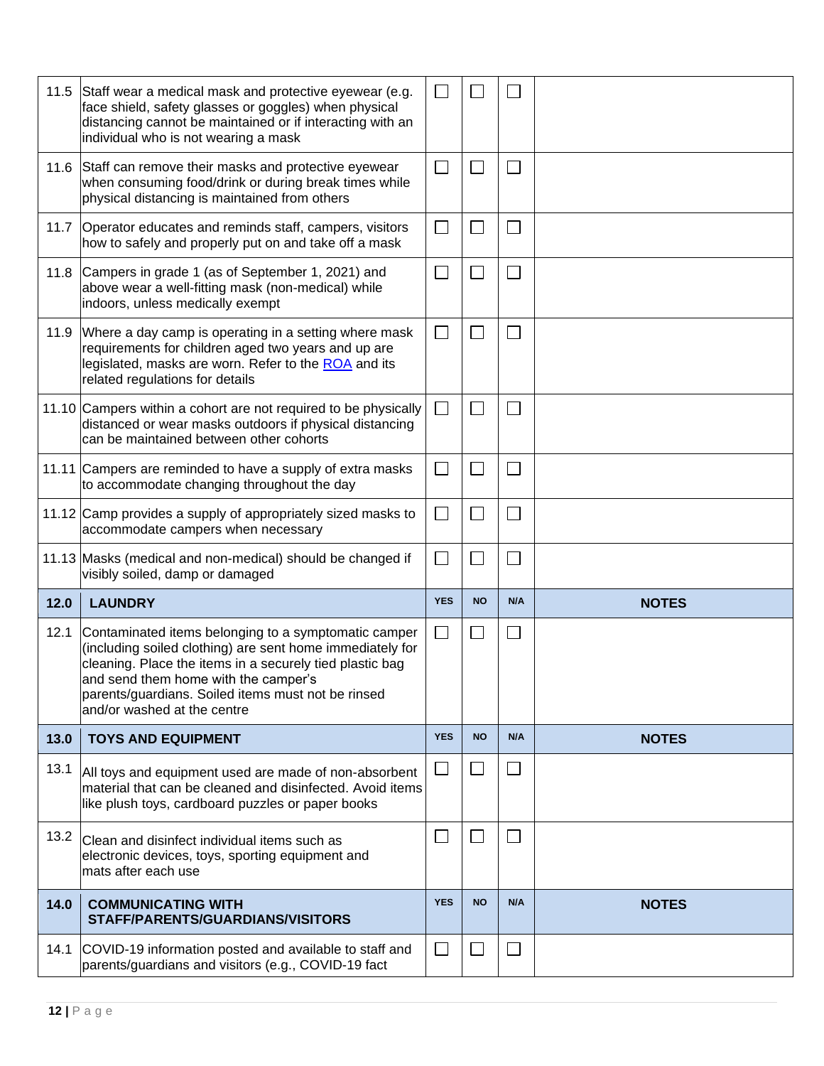| | | | | | |
|---|---|---|---|---|---|
| 11.5 | Staff wear a medical mask and protective eyewear (e.g. face shield, safety glasses or goggles) when physical distancing cannot be maintained or if interacting with an individual who is not wearing a mask | ☐ | ☐ | ☐ | |
| 11.6 | Staff can remove their masks and protective eyewear when consuming food/drink or during break times while physical distancing is maintained from others | ☐ | ☐ | ☐ | |
| 11.7 | Operator educates and reminds staff, campers, visitors how to safely and properly put on and take off a mask | ☐ | ☐ | ☐ | |
| 11.8 | Campers in grade 1 (as of September 1, 2021) and above wear a well-fitting mask (non-medical) while indoors, unless medically exempt | ☐ | ☐ | ☐ | |
| 11.9 | Where a day camp is operating in a setting where mask requirements for children aged two years and up are legislated, masks are worn. Refer to the [ROA]() and its related regulations for details | ☐ | ☐ | ☐ | |
| 11.10 | Campers within a cohort are not required to be physically distanced or wear masks outdoors if physical distancing can be maintained between other cohorts | ☐ | ☐ | ☐ | |
| 11.11 | Campers are reminded to have a supply of extra masks to accommodate changing throughout the day | ☐ | ☐ | ☐ | |
| 11.12 | Camp provides a supply of appropriately sized masks to accommodate campers when necessary | ☐ | ☐ | ☐ | |
| 11.13 | Masks (medical and non-medical) should be changed if visibly soiled, damp or damaged | ☐ | ☐ | ☐ | |
| **12.0** | **LAUNDRY** | **YES** | **NO** | **N/A** | **NOTES** |
| 12.1 | Contaminated items belonging to a symptomatic camper (including soiled clothing) are sent home immediately for cleaning. Place the items in a securely tied plastic bag and send them home with the camper's parents/guardians. Soiled items must not be rinsed and/or washed at the centre | ☐ | ☐ | ☐ | |
| **13.0** | **TOYS AND EQUIPMENT** | **YES** | **NO** | **N/A** | **NOTES** |
| 13.1 | All toys and equipment used are made of non-absorbent material that can be cleaned and disinfected. Avoid items like plush toys, cardboard puzzles or paper books | ☐ | ☐ | ☐ | |
| 13.2 | Clean and disinfect individual items such as electronic devices, toys, sporting equipment and mats after each use | ☐ | ☐ | ☐ | |
| **14.0** | **COMMUNICATING WITH STAFF/PARENTS/GUARDIANS/VISITORS** | **YES** | **NO** | **N/A** | **NOTES** |
| 14.1 | COVID-19 information posted and available to staff and parents/guardians and visitors (e.g., COVID-19 fact | ☐ | ☐ | ☐ | |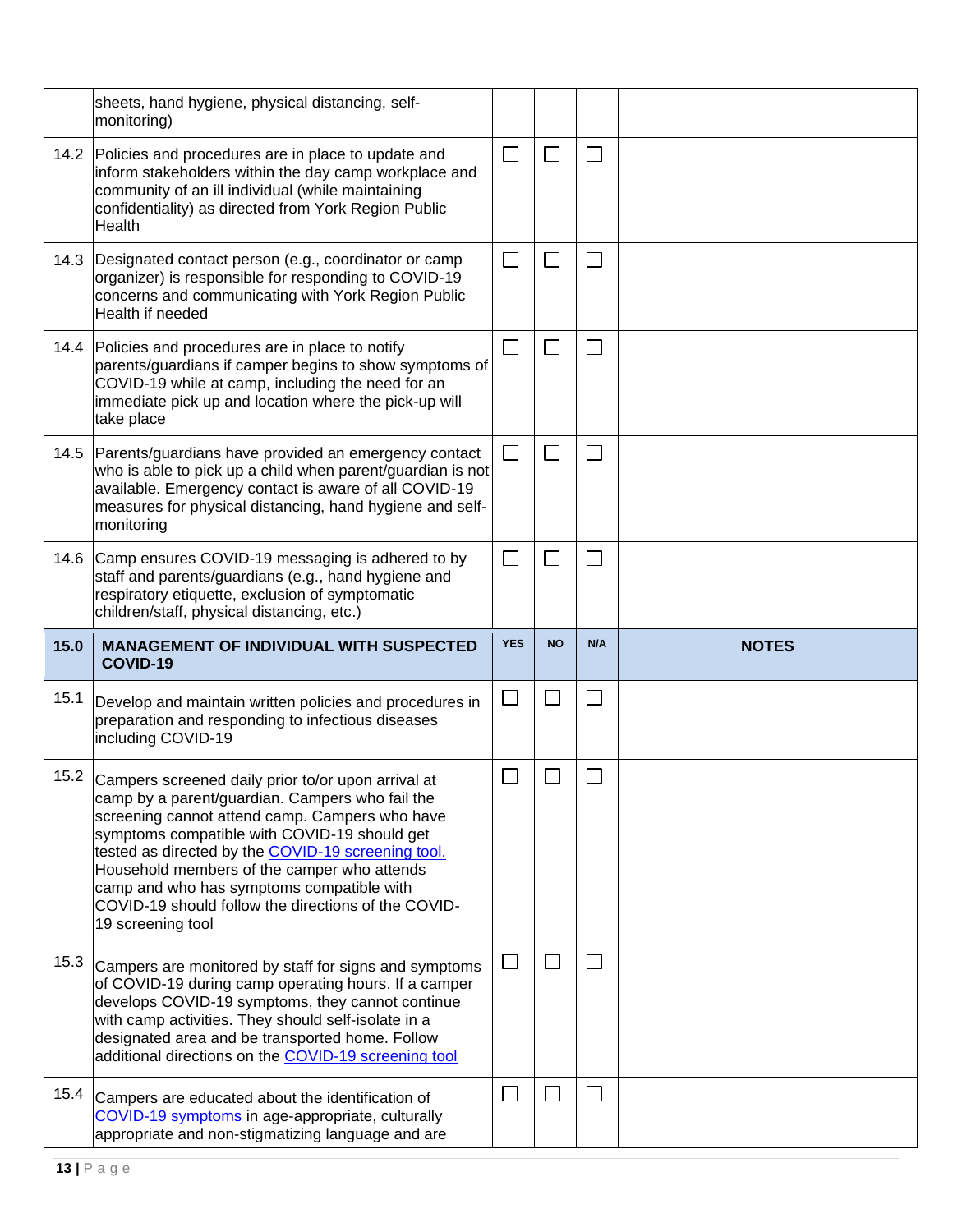| | | | | | |
|---|---|---|---|---|---|
| | sheets, hand hygiene, physical distancing, self-monitoring) | | | | |
| 14.2 | Policies and procedures are in place to update and inform stakeholders within the day camp workplace and community of an ill individual (while maintaining confidentiality) as directed from York Region Public Health | ☐ | ☐ | ☐ | |
| 14.3 | Designated contact person (e.g., coordinator or camp organizer) is responsible for responding to COVID-19 concerns and communicating with York Region Public Health if needed | ☐ | ☐ | ☐ | |
| 14.4 | Policies and procedures are in place to notify parents/guardians if camper begins to show symptoms of COVID-19 while at camp, including the need for an immediate pick up and location where the pick-up will take place | ☐ | ☐ | ☐ | |
| 14.5 | Parents/guardians have provided an emergency contact who is able to pick up a child when parent/guardian is not available. Emergency contact is aware of all COVID-19 measures for physical distancing, hand hygiene and self-monitoring | ☐ | ☐ | ☐ | |
| 14.6 | Camp ensures COVID-19 messaging is adhered to by staff and parents/guardians (e.g., hand hygiene and respiratory etiquette, exclusion of symptomatic children/staff, physical distancing, etc.) | ☐ | ☐ | ☐ | |
| **15.0** | **MANAGEMENT OF INDIVIDUAL WITH SUSPECTED COVID-19** | **YES** | **NO** | **N/A** | **NOTES** |
| 15.1 | Develop and maintain written policies and procedures in preparation and responding to infectious diseases including COVID-19 | ☐ | ☐ | ☐ | |
| 15.2 | Campers screened daily prior to/or upon arrival at camp by a parent/guardian. Campers who fail the screening cannot attend camp. Campers who have symptoms compatible with COVID-19 should get tested as directed by the COVID-19 screening tool. Household members of the camper who attends camp and who has symptoms compatible with COVID-19 should follow the directions of the COVID-19 screening tool | ☐ | ☐ | ☐ | |
| 15.3 | Campers are monitored by staff for signs and symptoms of COVID-19 during camp operating hours. If a camper develops COVID-19 symptoms, they cannot continue with camp activities. They should self-isolate in a designated area and be transported home. Follow additional directions on the COVID-19 screening tool | ☐ | ☐ | ☐ | |
| 15.4 | Campers are educated about the identification of COVID-19 symptoms in age-appropriate, culturally appropriate and non-stigmatizing language and are | ☐ | ☐ | ☐ | |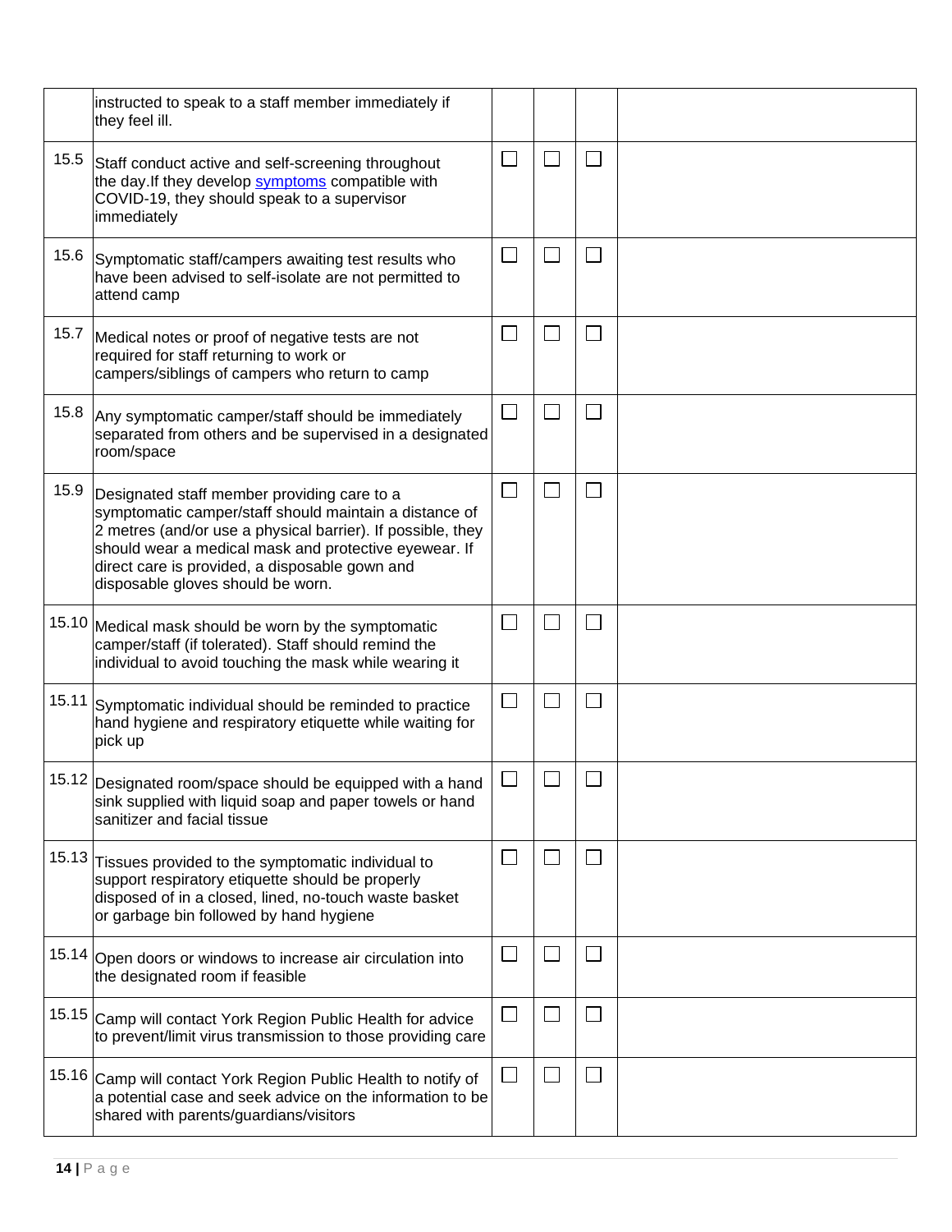| | | | | | |
|---|---|---|---|---|---|
| | instructed to speak to a staff member immediately if they feel ill. | | | | |
| 15.5 | Staff conduct active and self-screening throughout the day.If they develop symptoms compatible with COVID-19, they should speak to a supervisor immediately | ☐ | ☐ | ☐ | |
| 15.6 | Symptomatic staff/campers awaiting test results who have been advised to self-isolate are not permitted to attend camp | ☐ | ☐ | ☐ | |
| 15.7 | Medical notes or proof of negative tests are not required for staff returning to work or campers/siblings of campers who return to camp | ☐ | ☐ | ☐ | |
| 15.8 | Any symptomatic camper/staff should be immediately separated from others and be supervised in a designated room/space | ☐ | ☐ | ☐ | |
| 15.9 | Designated staff member providing care to a symptomatic camper/staff should maintain a distance of 2 metres (and/or use a physical barrier). If possible, they should wear a medical mask and protective eyewear. If direct care is provided, a disposable gown and disposable gloves should be worn. | ☐ | ☐ | ☐ | |
| 15.10 | Medical mask should be worn by the symptomatic camper/staff (if tolerated). Staff should remind the individual to avoid touching the mask while wearing it | ☐ | ☐ | ☐ | |
| 15.11 | Symptomatic individual should be reminded to practice hand hygiene and respiratory etiquette while waiting for pick up | ☐ | ☐ | ☐ | |
| 15.12 | Designated room/space should be equipped with a hand sink supplied with liquid soap and paper towels or hand sanitizer and facial tissue | ☐ | ☐ | ☐ | |
| 15.13 | Tissues provided to the symptomatic individual to support respiratory etiquette should be properly disposed of in a closed, lined, no-touch waste basket or garbage bin followed by hand hygiene | ☐ | ☐ | ☐ | |
| 15.14 | Open doors or windows to increase air circulation into the designated room if feasible | ☐ | ☐ | ☐ | |
| 15.15 | Camp will contact York Region Public Health for advice to prevent/limit virus transmission to those providing care | ☐ | ☐ | ☐ | |
| 15.16 | Camp will contact York Region Public Health to notify of a potential case and seek advice on the information to be shared with parents/guardians/visitors | ☐ | ☐ | ☐ | |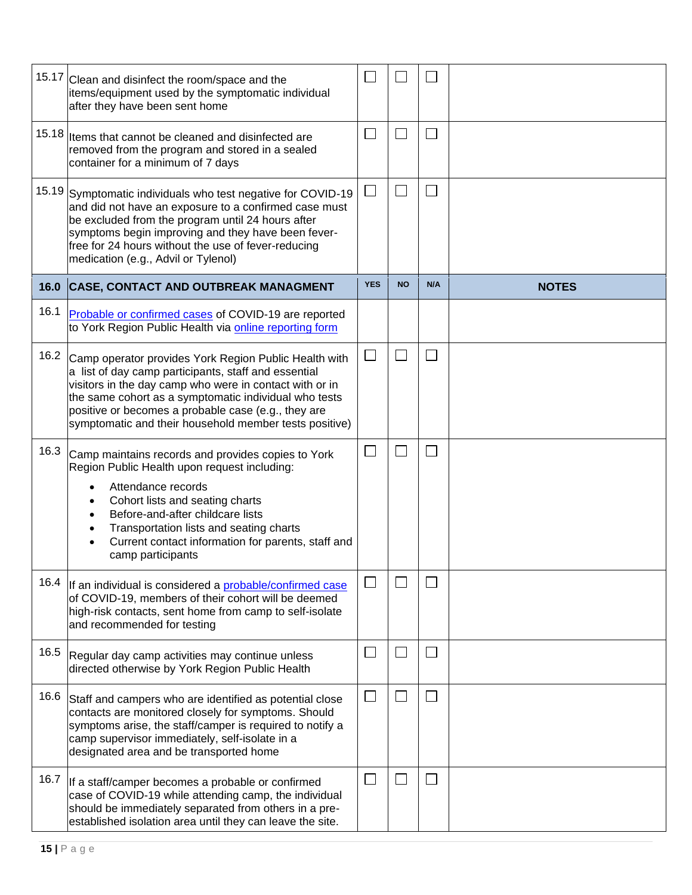| | | | | | |
|---|---|---|---|---|---|
| 15.17 | Clean and disinfect the room/space and the items/equipment used by the symptomatic individual after they have been sent home | ☐ | ☐ | ☐ | |
| 15.18 | Items that cannot be cleaned and disinfected are removed from the program and stored in a sealed container for a minimum of 7 days | ☐ | ☐ | ☐ | |
| 15.19 | Symptomatic individuals who test negative for COVID-19 and did not have an exposure to a confirmed case must be excluded from the program until 24 hours after symptoms begin improving and they have been fever-free for 24 hours without the use of fever-reducing medication (e.g., Advil or Tylenol) | ☐ | ☐ | ☐ | |
| **16.0** | **CASE, CONTACT AND OUTBREAK MANAGMENT** | **YES** | **NO** | **N/A** | **NOTES** |
| 16.1 | Probable or confirmed cases of COVID-19 are reported to York Region Public Health via online reporting form | | | | |
| 16.2 | Camp operator provides York Region Public Health with a list of day camp participants, staff and essential visitors in the day camp who were in contact with or in the same cohort as a symptomatic individual who tests positive or becomes a probable case (e.g., they are symptomatic and their household member tests positive) | ☐ | ☐ | ☐ | |
| 16.3 | Camp maintains records and provides copies to York Region Public Health upon request including:<br>• Attendance records<br>• Cohort lists and seating charts<br>• Before-and-after childcare lists<br>• Transportation lists and seating charts<br>• Current contact information for parents, staff and camp participants | ☐ | ☐ | ☐ | |
| 16.4 | If an individual is considered a probable/confirmed case of COVID-19, members of their cohort will be deemed high-risk contacts, sent home from camp to self-isolate and recommended for testing | ☐ | ☐ | ☐ | |
| 16.5 | Regular day camp activities may continue unless directed otherwise by York Region Public Health | ☐ | ☐ | ☐ | |
| 16.6 | Staff and campers who are identified as potential close contacts are monitored closely for symptoms. Should symptoms arise, the staff/camper is required to notify a camp supervisor immediately, self-isolate in a designated area and be transported home | ☐ | ☐ | ☐ | |
| 16.7 | If a staff/camper becomes a probable or confirmed case of COVID-19 while attending camp, the individual should be immediately separated from others in a pre-established isolation area until they can leave the site. | ☐ | ☐ | ☐ | |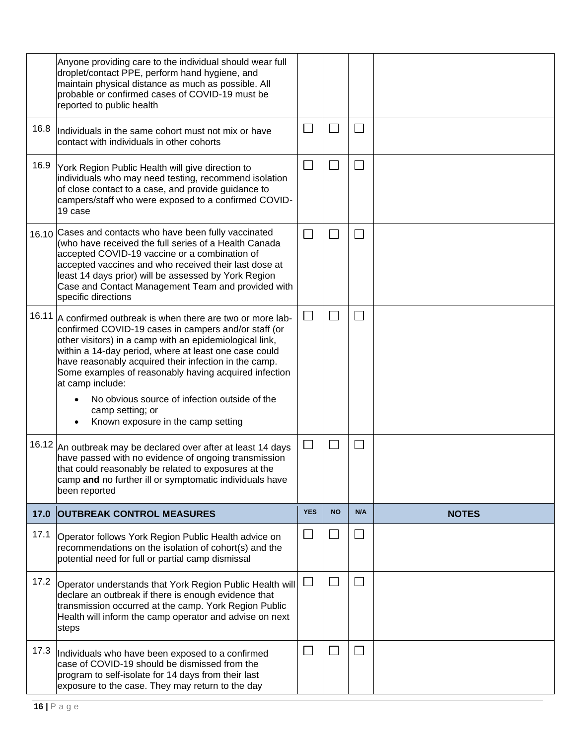| | | | | | |
|---|---|---|---|---|---|
| | Anyone providing care to the individual should wear full droplet/contact PPE, perform hand hygiene, and maintain physical distance as much as possible. All probable or confirmed cases of COVID-19 must be reported to public health | | | | |
| 16.8 | Individuals in the same cohort must not mix or have contact with individuals in other cohorts | ☐ | ☐ | ☐ | |
| 16.9 | York Region Public Health will give direction to individuals who may need testing, recommend isolation of close contact to a case, and provide guidance to campers/staff who were exposed to a confirmed COVID-19 case | ☐ | ☐ | ☐ | |
| 16.10 | Cases and contacts who have been fully vaccinated (who have received the full series of a Health Canada accepted COVID-19 vaccine or a combination of accepted vaccines and who received their last dose at least 14 days prior) will be assessed by York Region Case and Contact Management Team and provided with specific directions | ☐ | ☐ | ☐ | |
| 16.11 | A confirmed outbreak is when there are two or more lab-confirmed COVID-19 cases in campers and/or staff (or other visitors) in a camp with an epidemiological link, within a 14-day period, where at least one case could have reasonably acquired their infection in the camp. Some examples of reasonably having acquired infection at camp include:<br>• No obvious source of infection outside of the camp setting; or<br>• Known exposure in the camp setting | ☐ | ☐ | ☐ | |
| 16.12 | An outbreak may be declared over after at least 14 days have passed with no evidence of ongoing transmission that could reasonably be related to exposures at the camp **and** no further ill or symptomatic individuals have been reported | ☐ | ☐ | ☐ | |
| **17.0** | **OUTBREAK CONTROL MEASURES** | **YES** | **NO** | **N/A** | **NOTES** |
| 17.1 | Operator follows York Region Public Health advice on recommendations on the isolation of cohort(s) and the potential need for full or partial camp dismissal | ☐ | ☐ | ☐ | |
| 17.2 | Operator understands that York Region Public Health will declare an outbreak if there is enough evidence that transmission occurred at the camp. York Region Public Health will inform the camp operator and advise on next steps | ☐ | ☐ | ☐ | |
| 17.3 | Individuals who have been exposed to a confirmed case of COVID-19 should be dismissed from the program to self-isolate for 14 days from their last exposure to the case. They may return to the day | ☐ | ☐ | ☐ | |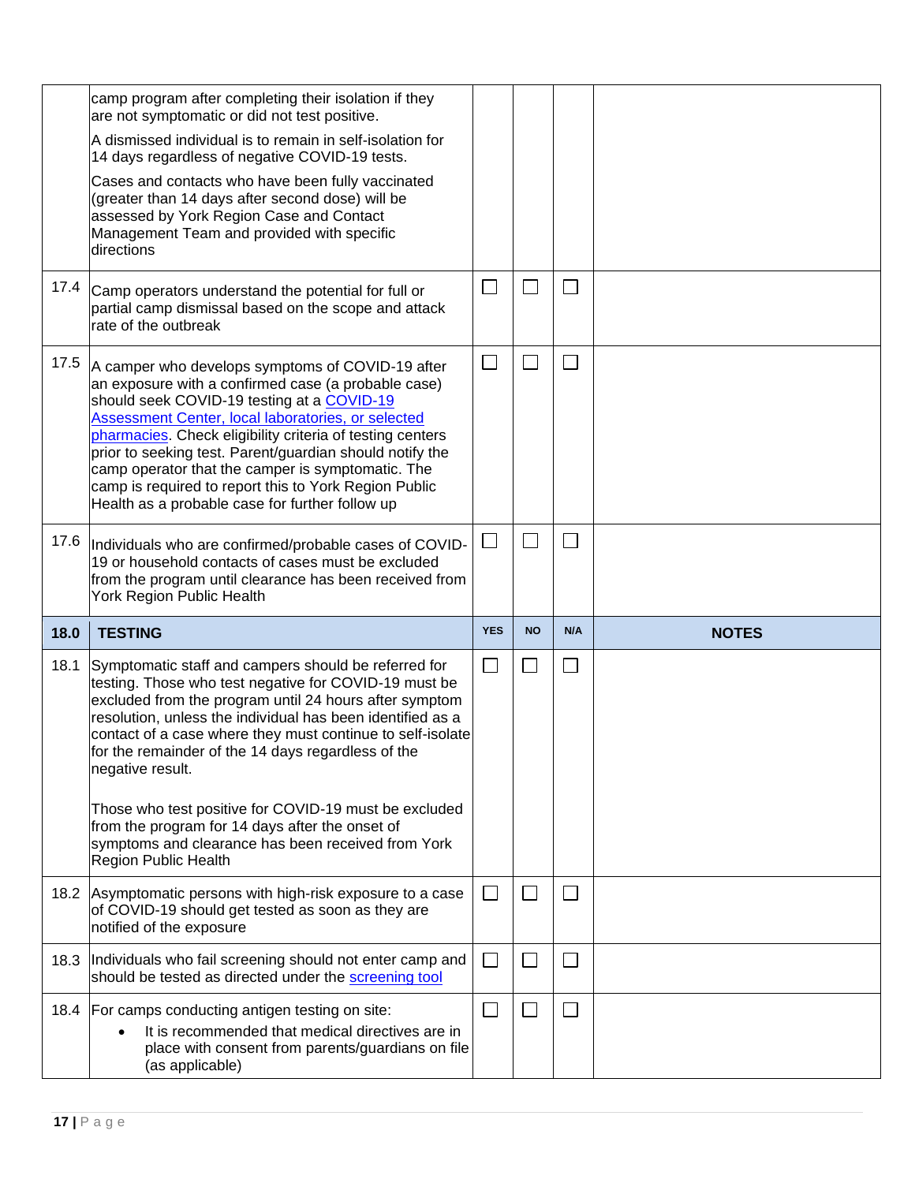| | | YES | NO | N/A | NOTES |
|---|---|---|---|---|---|
| | camp program after completing their isolation if they are not symptomatic or did not test positive.<br><br>A dismissed individual is to remain in self-isolation for 14 days regardless of negative COVID-19 tests.<br><br>Cases and contacts who have been fully vaccinated (greater than 14 days after second dose) will be assessed by York Region Case and Contact Management Team and provided with specific directions | | | | |
| 17.4 | Camp operators understand the potential for full or partial camp dismissal based on the scope and attack rate of the outbreak | ☐ | ☐ | ☐ | |
| 17.5 | A camper who develops symptoms of COVID-19 after an exposure with a confirmed case (a probable case) should seek COVID-19 testing at a COVID-19 Assessment Center, local laboratories, or selected pharmacies. Check eligibility criteria of testing centers prior to seeking test. Parent/guardian should notify the camp operator that the camper is symptomatic. The camp is required to report this to York Region Public Health as a probable case for further follow up | ☐ | ☐ | ☐ | |
| 17.6 | Individuals who are confirmed/probable cases of COVID-19 or household contacts of cases must be excluded from the program until clearance has been received from York Region Public Health | ☐ | ☐ | ☐ | |
| **18.0** | **TESTING** | **YES** | **NO** | **N/A** | **NOTES** |
| 18.1 | Symptomatic staff and campers should be referred for testing. Those who test negative for COVID-19 must be excluded from the program until 24 hours after symptom resolution, unless the individual has been identified as a contact of a case where they must continue to self-isolate for the remainder of the 14 days regardless of the negative result.<br><br>Those who test positive for COVID-19 must be excluded from the program for 14 days after the onset of symptoms and clearance has been received from York Region Public Health | ☐ | ☐ | ☐ | |
| 18.2 | Asymptomatic persons with high-risk exposure to a case of COVID-19 should get tested as soon as they are notified of the exposure | ☐ | ☐ | ☐ | |
| 18.3 | Individuals who fail screening should not enter camp and should be tested as directed under the screening tool | ☐ | ☐ | ☐ | |
| 18.4 | For camps conducting antigen testing on site:<br>• It is recommended that medical directives are in place with consent from parents/guardians on file (as applicable) | ☐ | ☐ | ☐ | |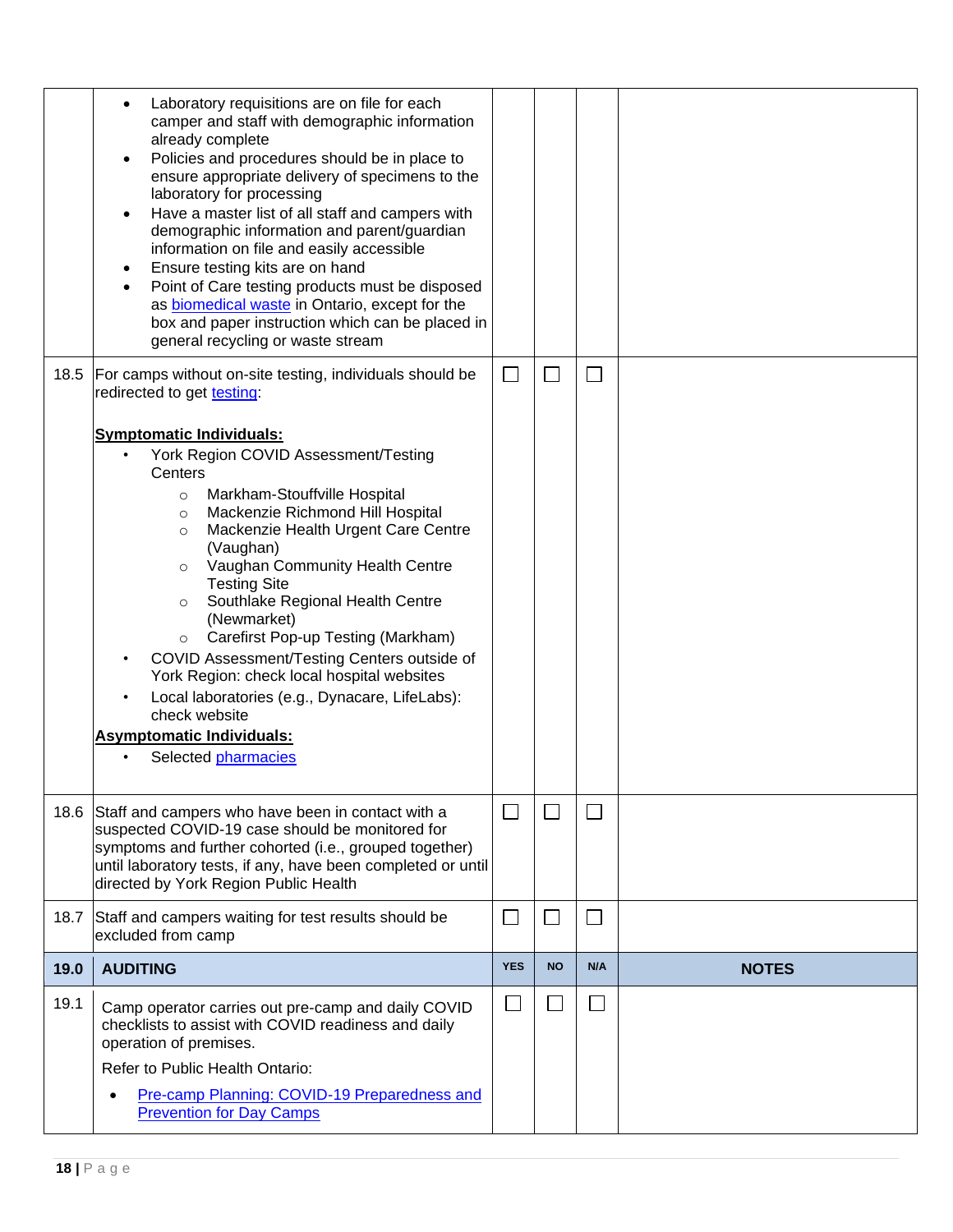| | | | | | |
|---|---|---|---|---|---|
| | • Laboratory requisitions are on file for each camper and staff with demographic information already complete<br>• Policies and procedures should be in place to ensure appropriate delivery of specimens to the laboratory for processing<br>• Have a master list of all staff and campers with demographic information and parent/guardian information on file and easily accessible<br>• Ensure testing kits are on hand<br>• Point of Care testing products must be disposed as biomedical waste in Ontario, except for the box and paper instruction which can be placed in general recycling or waste stream | | | | |
| 18.5 | For camps without on-site testing, individuals should be redirected to get testing:<br><br>**Symptomatic Individuals:**<br>• York Region COVID Assessment/Testing Centers<br>  ○ Markham-Stouffville Hospital<br>  ○ Mackenzie Richmond Hill Hospital<br>  ○ Mackenzie Health Urgent Care Centre (Vaughan)<br>  ○ Vaughan Community Health Centre Testing Site<br>  ○ Southlake Regional Health Centre (Newmarket)<br>  ○ Carefirst Pop-up Testing (Markham)<br>• COVID Assessment/Testing Centers outside of York Region: check local hospital websites<br>• Local laboratories (e.g., Dynacare, LifeLabs): check website<br>**Asymptomatic Individuals:**<br>• Selected pharmacies | ☐ | ☐ | ☐ | |
| 18.6 | Staff and campers who have been in contact with a suspected COVID-19 case should be monitored for symptoms and further cohorted (i.e., grouped together) until laboratory tests, if any, have been completed or until directed by York Region Public Health | ☐ | ☐ | ☐ | |
| 18.7 | Staff and campers waiting for test results should be excluded from camp | ☐ | ☐ | ☐ | |
| **19.0** | **AUDITING** | **YES** | **NO** | **N/A** | **NOTES** |
| 19.1 | Camp operator carries out pre-camp and daily COVID checklists to assist with COVID readiness and daily operation of premises.<br><br>Refer to Public Health Ontario:<br>• Pre-camp Planning: COVID-19 Preparedness and Prevention for Day Camps | ☐ | ☐ | ☐ | |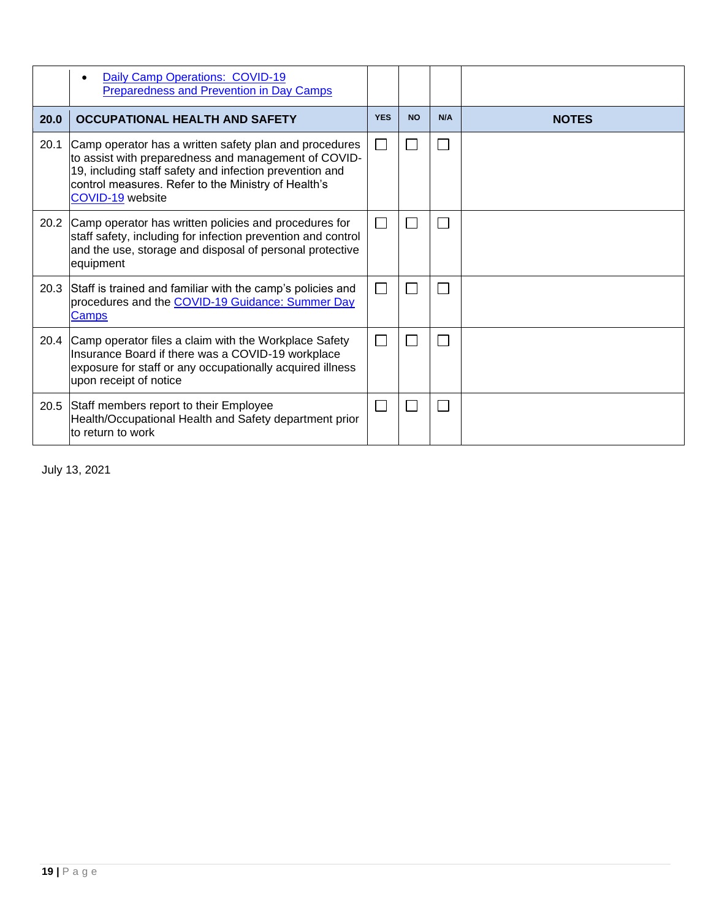| | | | | | |
|---|---|---|---|---|---|
| | • Daily Camp Operations: COVID-19 Preparedness and Prevention in Day Camps | | | | |
| **20.0** | **OCCUPATIONAL HEALTH AND SAFETY** | **YES** | **NO** | **N/A** | **NOTES** |
| 20.1 | Camp operator has a written safety plan and procedures to assist with preparedness and management of COVID-19, including staff safety and infection prevention and control measures. Refer to the Ministry of Health's COVID-19 website | ☐ | ☐ | ☐ | |
| 20.2 | Camp operator has written policies and procedures for staff safety, including for infection prevention and control and the use, storage and disposal of personal protective equipment | ☐ | ☐ | ☐ | |
| 20.3 | Staff is trained and familiar with the camp's policies and procedures and the COVID-19 Guidance: Summer Day Camps | ☐ | ☐ | ☐ | |
| 20.4 | Camp operator files a claim with the Workplace Safety Insurance Board if there was a COVID-19 workplace exposure for staff or any occupationally acquired illness upon receipt of notice | ☐ | ☐ | ☐ | |
| 20.5 | Staff members report to their Employee Health/Occupational Health and Safety department prior to return to work | ☐ | ☐ | ☐ | |

July 13, 2021